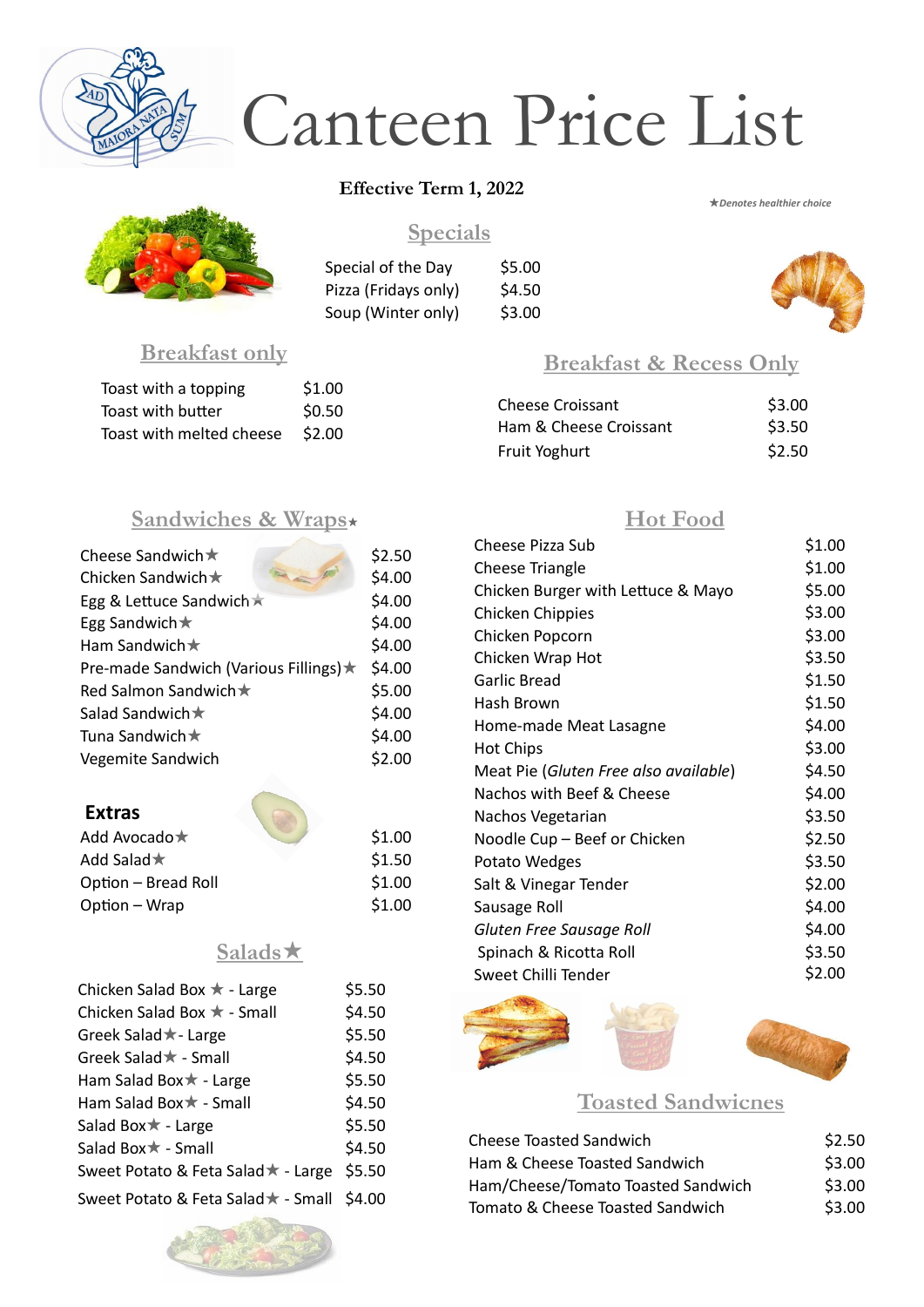# Canteen Price List

**Effective Term 1, 2022**

★*Denotes healthier choice*

## Specials

| Item | Price |
|---|---|
| Special of the Day | $5.00 |
| Pizza (Fridays only) | $4.50 |
| Soup (Winter only) | $3.00 |

## Breakfast only

| Item | Price |
|---|---|
| Toast with a topping | $1.00 |
| Toast with butter | $0.50 |
| Toast with melted cheese | $2.00 |

## Breakfast & Recess Only

| Item | Price |
|---|---|
| Cheese Croissant | $3.00 |
| Ham & Cheese Croissant | $3.50 |
| Fruit Yoghurt | $2.50 |

## Sandwiches & Wraps★

| Item | Price |
|---|---|
| Cheese Sandwich★ | $2.50 |
| Chicken Sandwich★ | $4.00 |
| Egg & Lettuce Sandwich★ | $4.00 |
| Egg Sandwich★ | $4.00 |
| Ham Sandwich★ | $4.00 |
| Pre-made Sandwich (Various Fillings)★ | $4.00 |
| Red Salmon Sandwich★ | $5.00 |
| Salad Sandwich★ | $4.00 |
| Tuna Sandwich★ | $4.00 |
| Vegemite Sandwich | $2.00 |

### Extras

| Item | Price |
|---|---|
| Add Avocado★ | $1.00 |
| Add Salad★ | $1.50 |
| Option – Bread Roll | $1.00 |
| Option – Wrap | $1.00 |

## Salads★

| Item | Price |
|---|---|
| Chicken Salad Box ★ - Large | $5.50 |
| Chicken Salad Box ★ - Small | $4.50 |
| Greek Salad★- Large | $5.50 |
| Greek Salad★ - Small | $4.50 |
| Ham Salad Box★ - Large | $5.50 |
| Ham Salad Box★ - Small | $4.50 |
| Salad Box★ - Large | $5.50 |
| Salad Box★ - Small | $4.50 |
| Sweet Potato & Feta Salad★ - Large | $5.50 |
| Sweet Potato & Feta Salad★ - Small | $4.00 |

## Hot Food

| Item | Price |
|---|---|
| Cheese Pizza Sub | $1.00 |
| Cheese Triangle | $1.00 |
| Chicken Burger with Lettuce & Mayo | $5.00 |
| Chicken Chippies | $3.00 |
| Chicken Popcorn | $3.00 |
| Chicken Wrap Hot | $3.50 |
| Garlic Bread | $1.50 |
| Hash Brown | $1.50 |
| Home-made Meat Lasagne | $4.00 |
| Hot Chips | $3.00 |
| Meat Pie (*Gluten Free also available*) | $4.50 |
| Nachos with Beef & Cheese | $4.00 |
| Nachos Vegetarian | $3.50 |
| Noodle Cup – Beef or Chicken | $2.50 |
| Potato Wedges | $3.50 |
| Salt & Vinegar Tender | $2.00 |
| Sausage Roll | $4.00 |
| *Gluten Free Sausage Roll* | $4.00 |
| Spinach & Ricotta Roll | $3.50 |
| Sweet Chilli Tender | $2.00 |

## Toasted Sandwicnes

| Item | Price |
|---|---|
| Cheese Toasted Sandwich | $2.50 |
| Ham & Cheese Toasted Sandwich | $3.00 |
| Ham/Cheese/Tomato Toasted Sandwich | $3.00 |
| Tomato & Cheese Toasted Sandwich | $3.00 |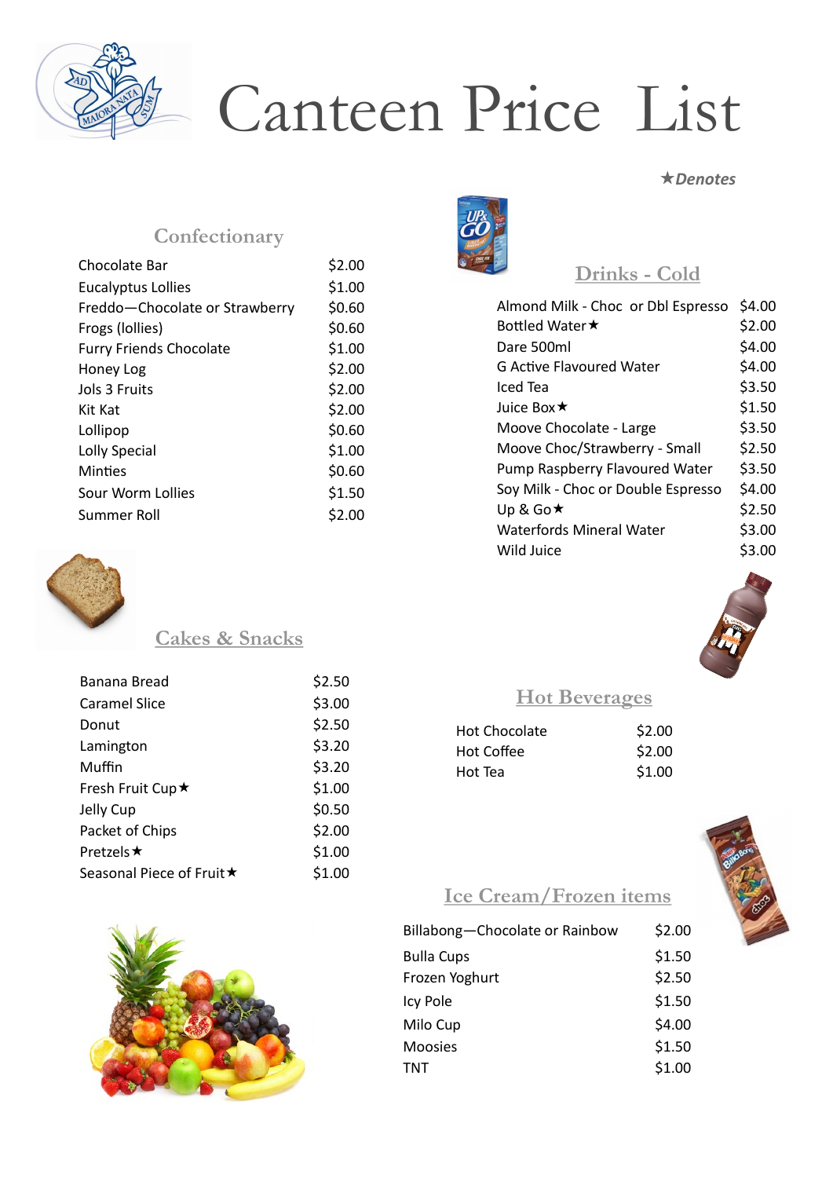# Canteen Price List

★*Denotes*

## Confectionary

| | |
|---|---|
| Chocolate Bar | $2.00 |
| Eucalyptus Lollies | $1.00 |
| Freddo—Chocolate or Strawberry | $0.60 |
| Frogs (lollies) | $0.60 |
| Furry Friends Chocolate | $1.00 |
| Honey Log | $2.00 |
| Jols 3 Fruits | $2.00 |
| Kit Kat | $2.00 |
| Lollipop | $0.60 |
| Lolly Special | $1.00 |
| Minties | $0.60 |
| Sour Worm Lollies | $1.50 |
| Summer Roll | $2.00 |

## Drinks - Cold

| | |
|---|---|
| Almond Milk - Choc or Dbl Espresso | $4.00 |
| Bottled Water★ | $2.00 |
| Dare 500ml | $4.00 |
| G Active Flavoured Water | $4.00 |
| Iced Tea | $3.50 |
| Juice Box★ | $1.50 |
| Moove Chocolate - Large | $3.50 |
| Moove Choc/Strawberry - Small | $2.50 |
| Pump Raspberry Flavoured Water | $3.50 |
| Soy Milk - Choc or Double Espresso | $4.00 |
| Up & Go★ | $2.50 |
| Waterfords Mineral Water | $3.00 |
| Wild Juice | $3.00 |

## Cakes & Snacks

| | |
|---|---|
| Banana Bread | $2.50 |
| Caramel Slice | $3.00 |
| Donut | $2.50 |
| Lamington | $3.20 |
| Muffin | $3.20 |
| Fresh Fruit Cup★ | $1.00 |
| Jelly Cup | $0.50 |
| Packet of Chips | $2.00 |
| Pretzels★ | $1.00 |
| Seasonal Piece of Fruit★ | $1.00 |

## Hot Beverages

| | |
|---|---|
| Hot Chocolate | $2.00 |
| Hot Coffee | $2.00 |
| Hot Tea | $1.00 |

## Ice Cream/Frozen items

| | |
|---|---|
| Billabong—Chocolate or Rainbow | $2.00 |
| Bulla Cups | $1.50 |
| Frozen Yoghurt | $2.50 |
| Icy Pole | $1.50 |
| Milo Cup | $4.00 |
| Moosies | $1.50 |
| TNT | $1.00 |